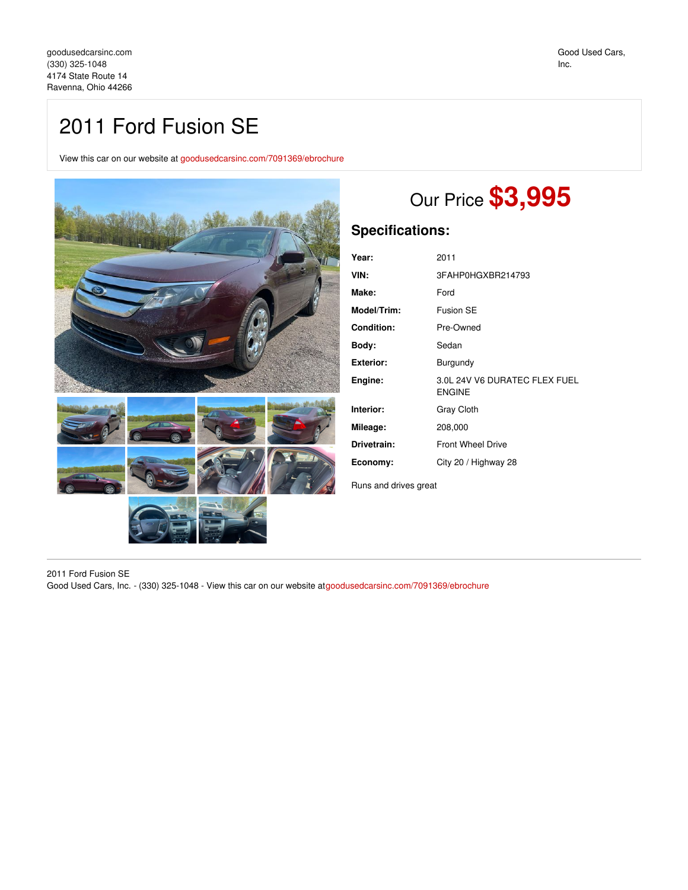goodusedcarsinc.com
(330) 325-1048
4174 State Route 14
Ravenna, Ohio 44266

Good Used Cars, Inc.

# 2011 Ford Fusion SE

View this car on our website at goodusedcarsinc.com/7091369/ebrochure

## Our Price **$3,995**

### Specifications:

| | |
|---|---|
| **Year:** | 2011 |
| **VIN:** | 3FAHP0HGXBR214793 |
| **Make:** | Ford |
| **Model/Trim:** | Fusion SE |
| **Condition:** | Pre-Owned |
| **Body:** | Sedan |
| **Exterior:** | Burgundy |
| **Engine:** | 3.0L 24V V6 DURATEC FLEX FUEL ENGINE |
| **Interior:** | Gray Cloth |
| **Mileage:** | 208,000 |
| **Drivetrain:** | Front Wheel Drive |
| **Economy:** | City 20 / Highway 28 |

Runs and drives great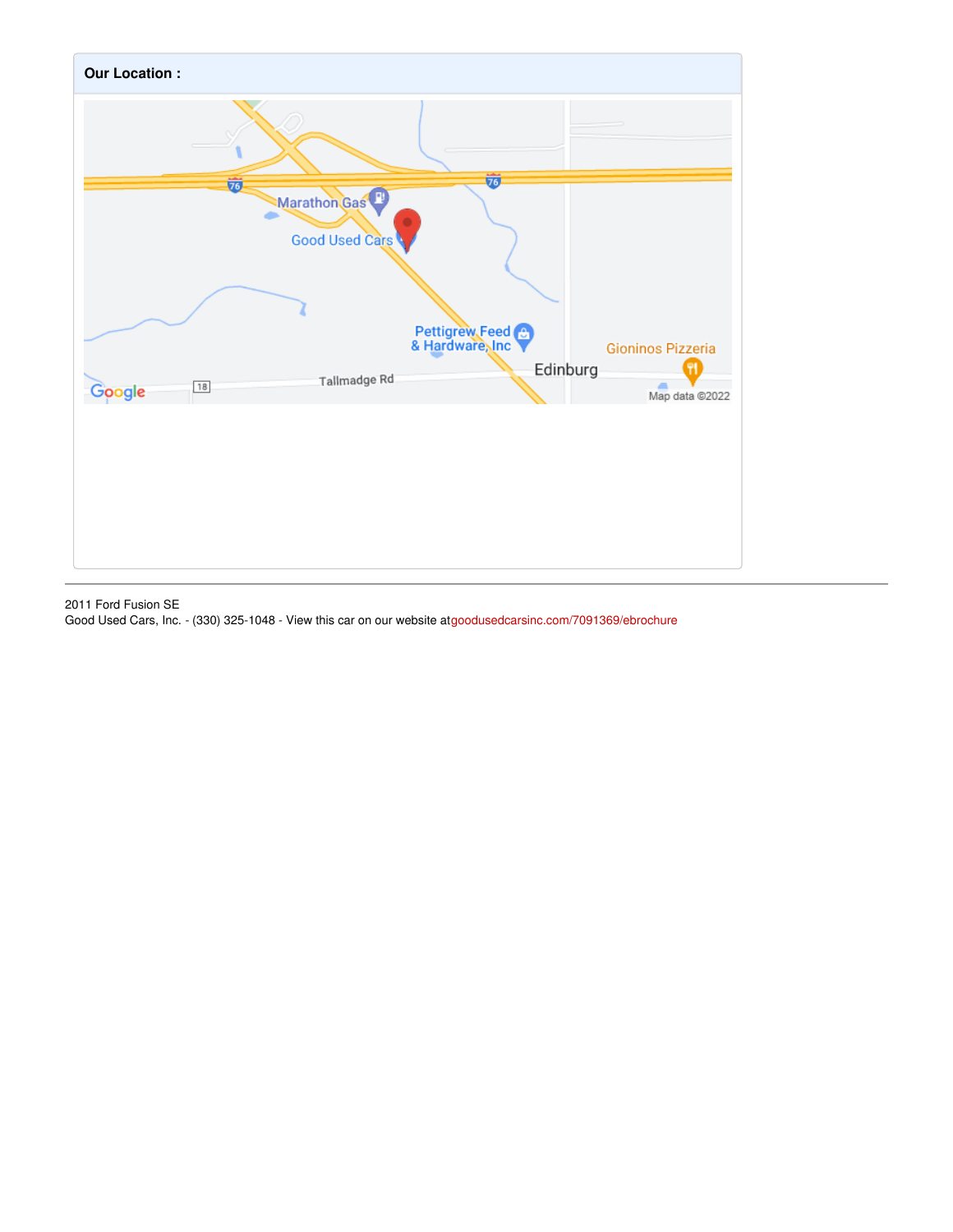**Our Location :**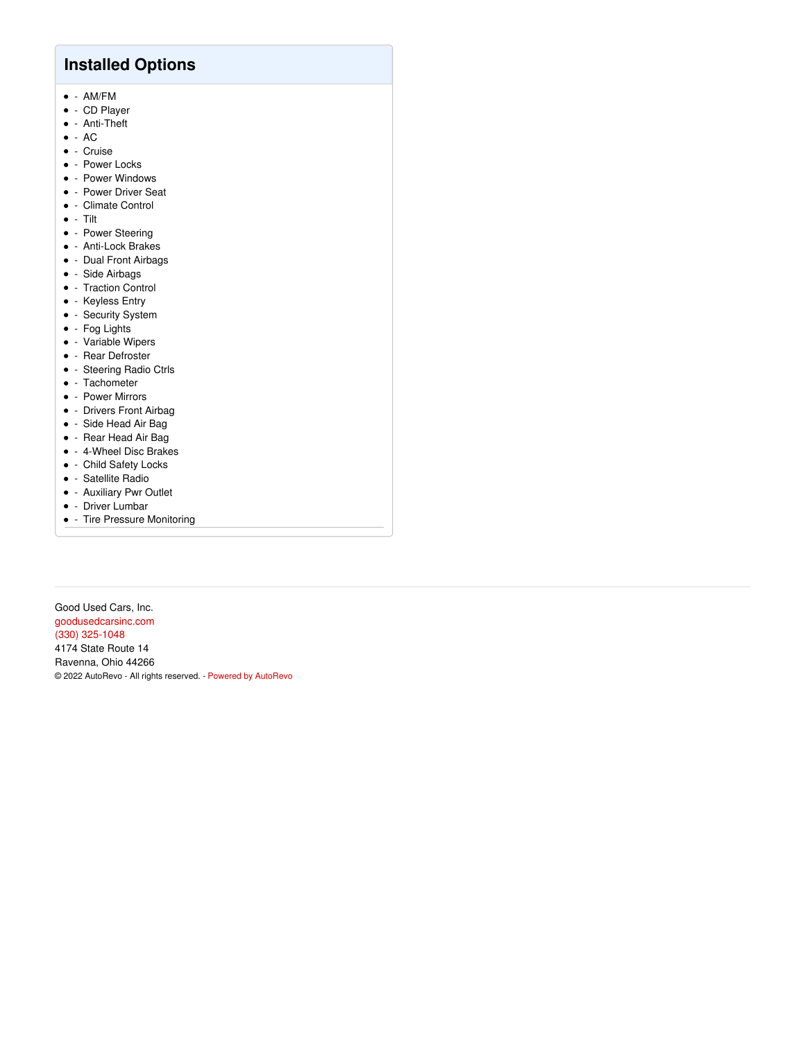## Installed Options

- \- AM/FM
- \- CD Player
- \- Anti-Theft
- \- AC
- \- Cruise
- \- Power Locks
- \- Power Windows
- \- Power Driver Seat
- \- Climate Control
- \- Tilt
- \- Power Steering
- \- Anti-Lock Brakes
- \- Dual Front Airbags
- \- Side Airbags
- \- Traction Control
- \- Keyless Entry
- \- Security System
- \- Fog Lights
- \- Variable Wipers
- \- Rear Defroster
- \- Steering Radio Ctrls
- \- Tachometer
- \- Power Mirrors
- \- Drivers Front Airbag
- \- Side Head Air Bag
- \- Rear Head Air Bag
- \- 4-Wheel Disc Brakes
- \- Child Safety Locks
- \- Satellite Radio
- \- Auxiliary Pwr Outlet
- \- Driver Lumbar
- \- Tire Pressure Monitoring

---

Good Used Cars, Inc.
goodusedcarsinc.com
(330) 325-1048
4174 State Route 14
Ravenna, Ohio 44266
© 2022 AutoRevo - All rights reserved. - Powered by AutoRevo